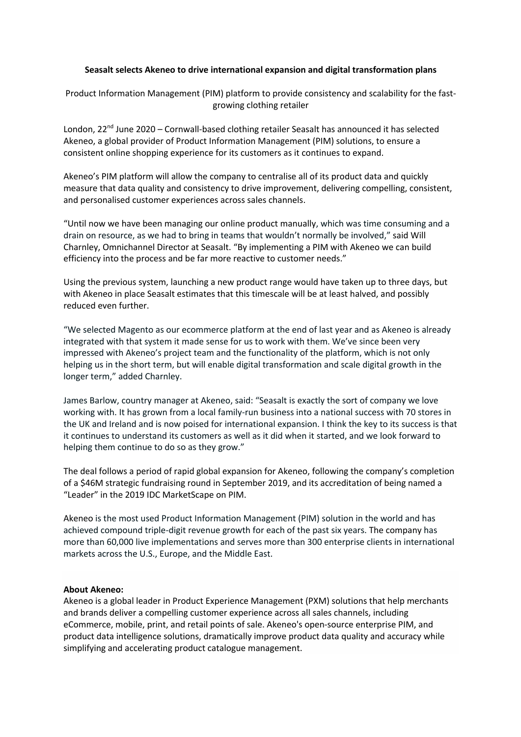**Seasalt selects Akeneo to drive international expansion and digital transformation plans**

Product Information Management (PIM) platform to provide consistency and scalability for the fast-growing clothing retailer

London, 22nd June 2020 – Cornwall-based clothing retailer Seasalt has announced it has selected Akeneo, a global provider of Product Information Management (PIM) solutions, to ensure a consistent online shopping experience for its customers as it continues to expand.

Akeneo's PIM platform will allow the company to centralise all of its product data and quickly measure that data quality and consistency to drive improvement, delivering compelling, consistent, and personalised customer experiences across sales channels.

"Until now we have been managing our online product manually, which was time consuming and a drain on resource, as we had to bring in teams that wouldn't normally be involved," said Will Charnley, Omnichannel Director at Seasalt. "By implementing a PIM with Akeneo we can build efficiency into the process and be far more reactive to customer needs."

Using the previous system, launching a new product range would have taken up to three days, but with Akeneo in place Seasalt estimates that this timescale will be at least halved, and possibly reduced even further.

"We selected Magento as our ecommerce platform at the end of last year and as Akeneo is already integrated with that system it made sense for us to work with them. We've since been very impressed with Akeneo's project team and the functionality of the platform, which is not only helping us in the short term, but will enable digital transformation and scale digital growth in the longer term," added Charnley.

James Barlow, country manager at Akeneo, said: "Seasalt is exactly the sort of company we love working with. It has grown from a local family-run business into a national success with 70 stores in the UK and Ireland and is now poised for international expansion. I think the key to its success is that it continues to understand its customers as well as it did when it started, and we look forward to helping them continue to do so as they grow."

The deal follows a period of rapid global expansion for Akeneo, following the company's completion of a $46M strategic fundraising round in September 2019, and its accreditation of being named a "Leader" in the 2019 IDC MarketScape on PIM.

Akeneo is the most used Product Information Management (PIM) solution in the world and has achieved compound triple-digit revenue growth for each of the past six years. The company has more than 60,000 live implementations and serves more than 300 enterprise clients in international markets across the U.S., Europe, and the Middle East.

**About Akeneo:**
Akeneo is a global leader in Product Experience Management (PXM) solutions that help merchants and brands deliver a compelling customer experience across all sales channels, including eCommerce, mobile, print, and retail points of sale. Akeneo's open-source enterprise PIM, and product data intelligence solutions, dramatically improve product data quality and accuracy while simplifying and accelerating product catalogue management.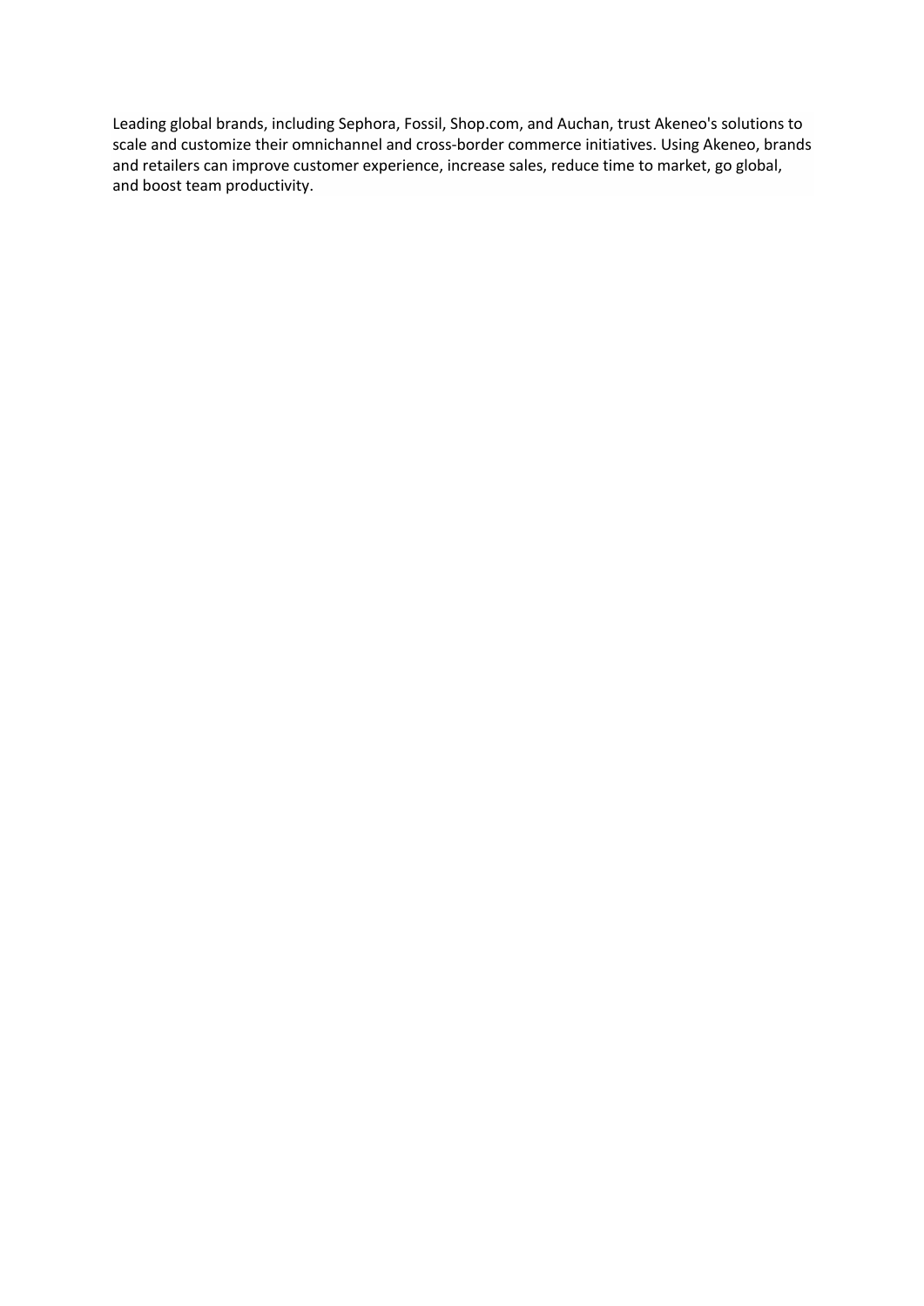Leading global brands, including Sephora, Fossil, Shop.com, and Auchan, trust Akeneo's solutions to scale and customize their omnichannel and cross-border commerce initiatives. Using Akeneo, brands and retailers can improve customer experience, increase sales, reduce time to market, go global, and boost team productivity.